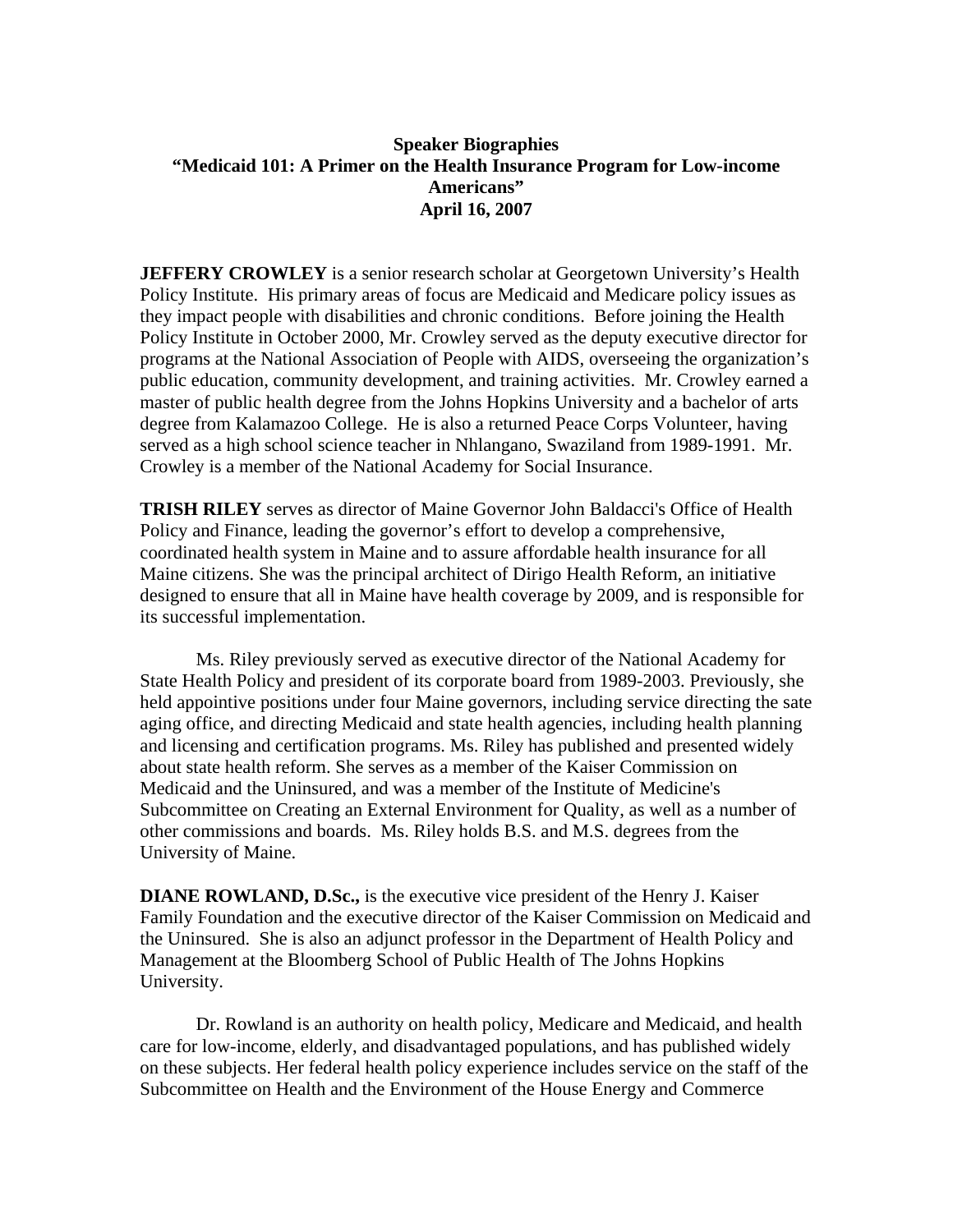**Speaker Biographies**
**"Medicaid 101: A Primer on the Health Insurance Program for Low-income Americans"**
**April 16, 2007**

**JEFFERY CROWLEY** is a senior research scholar at Georgetown University's Health Policy Institute. His primary areas of focus are Medicaid and Medicare policy issues as they impact people with disabilities and chronic conditions. Before joining the Health Policy Institute in October 2000, Mr. Crowley served as the deputy executive director for programs at the National Association of People with AIDS, overseeing the organization's public education, community development, and training activities. Mr. Crowley earned a master of public health degree from the Johns Hopkins University and a bachelor of arts degree from Kalamazoo College. He is also a returned Peace Corps Volunteer, having served as a high school science teacher in Nhlangano, Swaziland from 1989-1991. Mr. Crowley is a member of the National Academy for Social Insurance.

**TRISH RILEY** serves as director of Maine Governor John Baldacci's Office of Health Policy and Finance, leading the governor's effort to develop a comprehensive, coordinated health system in Maine and to assure affordable health insurance for all Maine citizens. She was the principal architect of Dirigo Health Reform, an initiative designed to ensure that all in Maine have health coverage by 2009, and is responsible for its successful implementation.

Ms. Riley previously served as executive director of the National Academy for State Health Policy and president of its corporate board from 1989-2003. Previously, she held appointive positions under four Maine governors, including service directing the sate aging office, and directing Medicaid and state health agencies, including health planning and licensing and certification programs. Ms. Riley has published and presented widely about state health reform. She serves as a member of the Kaiser Commission on Medicaid and the Uninsured, and was a member of the Institute of Medicine's Subcommittee on Creating an External Environment for Quality, as well as a number of other commissions and boards. Ms. Riley holds B.S. and M.S. degrees from the University of Maine.

**DIANE ROWLAND, D.Sc.,** is the executive vice president of the Henry J. Kaiser Family Foundation and the executive director of the Kaiser Commission on Medicaid and the Uninsured. She is also an adjunct professor in the Department of Health Policy and Management at the Bloomberg School of Public Health of The Johns Hopkins University.

Dr. Rowland is an authority on health policy, Medicare and Medicaid, and health care for low-income, elderly, and disadvantaged populations, and has published widely on these subjects. Her federal health policy experience includes service on the staff of the Subcommittee on Health and the Environment of the House Energy and Commerce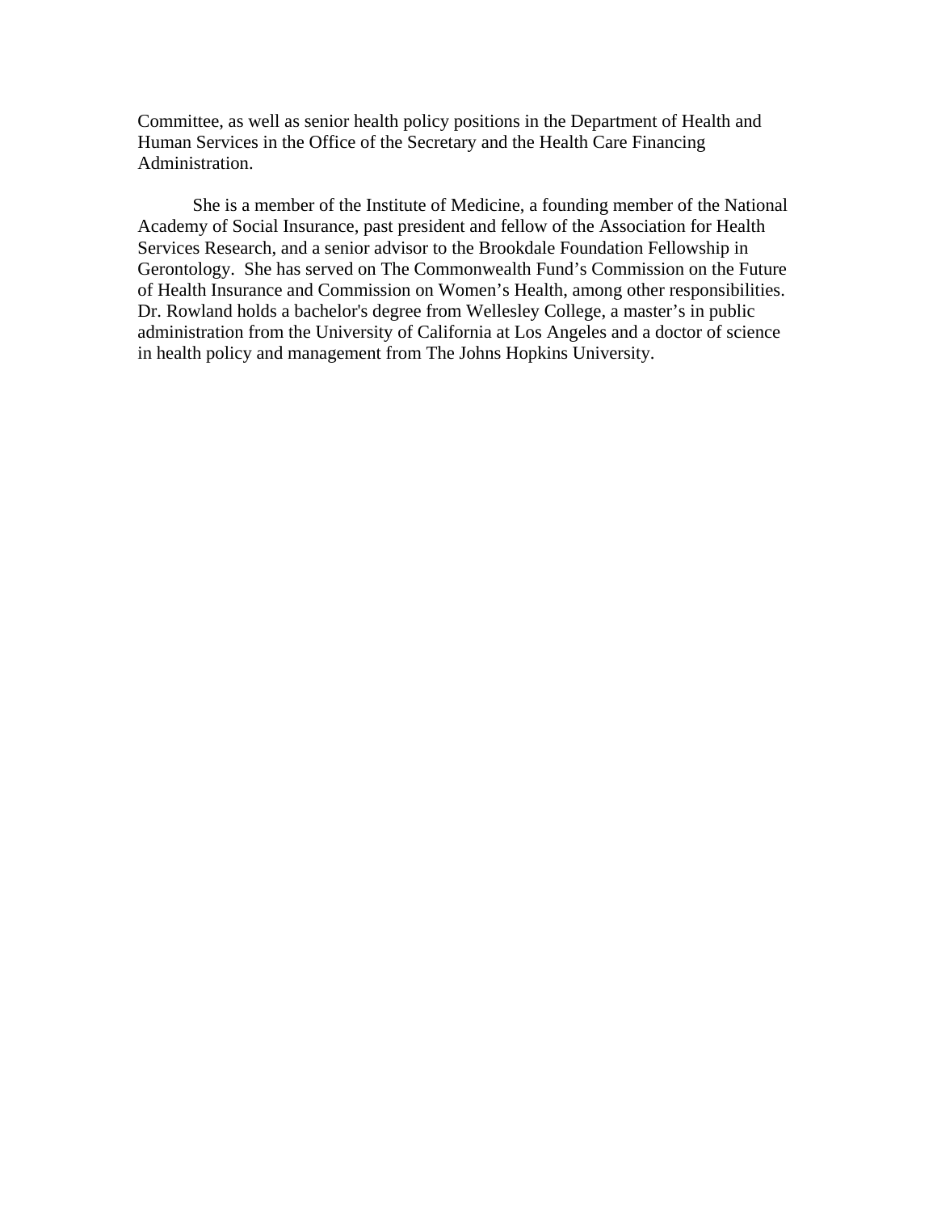Committee, as well as senior health policy positions in the Department of Health and Human Services in the Office of the Secretary and the Health Care Financing Administration.

She is a member of the Institute of Medicine, a founding member of the National Academy of Social Insurance, past president and fellow of the Association for Health Services Research, and a senior advisor to the Brookdale Foundation Fellowship in Gerontology. She has served on The Commonwealth Fund's Commission on the Future of Health Insurance and Commission on Women's Health, among other responsibilities. Dr. Rowland holds a bachelor's degree from Wellesley College, a master's in public administration from the University of California at Los Angeles and a doctor of science in health policy and management from The Johns Hopkins University.